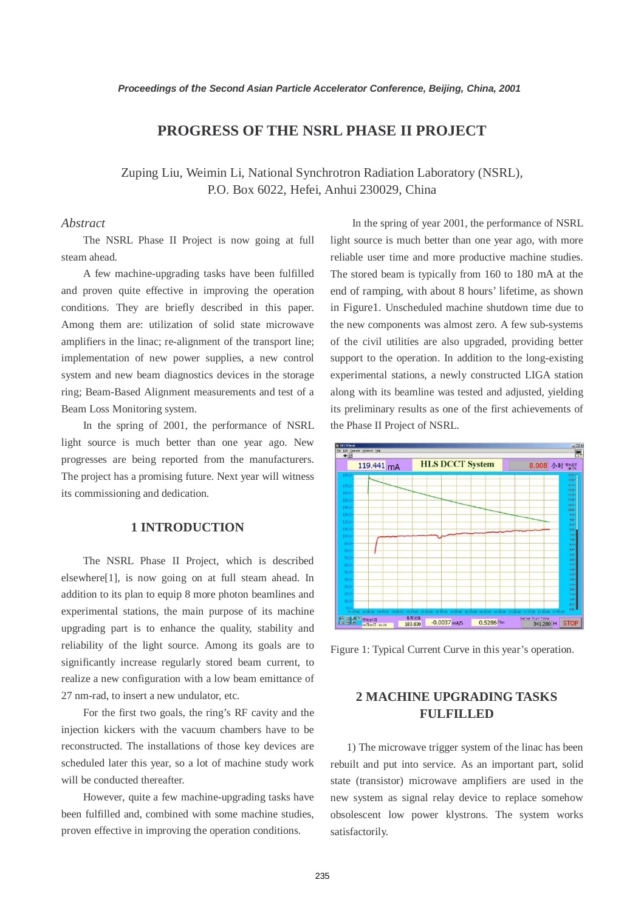# PROGRESS OF THE NSRL PHASE II PROJECT

Zuping Liu, Weimin Li, National Synchrotron Radiation Laboratory (NSRL), P.O. Box 6022, Hefei, Anhui 230029, China

## *Abstract*

The NSRL Phase II Project is now going at full steam ahead.

A few machine-upgrading tasks have been fulfilled and proven quite effective in improving the operation conditions. They are briefly described in this paper. Among them are: utilization of solid state microwave amplifiers in the linac; re-alignment of the transport line; implementation of new power supplies, a new control system and new beam diagnostics devices in the storage ring; Beam-Based Alignment measurements and test of a Beam Loss Monitoring system.

In the spring of 2001, the performance of NSRL light source is much better than one year ago. New progresses are being reported from the manufacturers. The project has a promising future. Next year will witness its commissioning and dedication.

## 1 INTRODUCTION

The NSRL Phase II Project, which is described elsewhere[1], is now going on at full steam ahead. In addition to its plan to equip 8 more photon beamlines and experimental stations, the main purpose of its machine upgrading part is to enhance the quality, stability and reliability of the light source. Among its goals are to significantly increase regularly stored beam current, to realize a new configuration with a low beam emittance of 27 nm-rad, to insert a new undulator, etc.

For the first two goals, the ring's RF cavity and the injection kickers with the vacuum chambers have to be reconstructed. The installations of those key devices are scheduled later this year, so a lot of machine study work will be conducted thereafter.

However, quite a few machine-upgrading tasks have been fulfilled and, combined with some machine studies, proven effective in improving the operation conditions.

In the spring of year 2001, the performance of NSRL light source is much better than one year ago, with more reliable user time and more productive machine studies. The stored beam is typically from 160 to 180 mA at the end of ramping, with about 8 hours' lifetime, as shown in Figure1. Unscheduled machine shutdown time due to the new components was almost zero. A few sub-systems of the civil utilities are also upgraded, providing better support to the operation. In addition to the long-existing experimental stations, a newly constructed LIGA station along with its beamline was tested and adjusted, yielding its preliminary results as one of the first achievements of the Phase II Project of NSRL.

Figure 1: Typical Current Curve in this year's operation.

## 2 MACHINE UPGRADING TASKS FULFILLED

1) The microwave trigger system of the linac has been rebuilt and put into service. As an important part, solid state (transistor) microwave amplifiers are used in the new system as signal relay device to replace somehow obsolescent low power klystrons. The system works satisfactorily.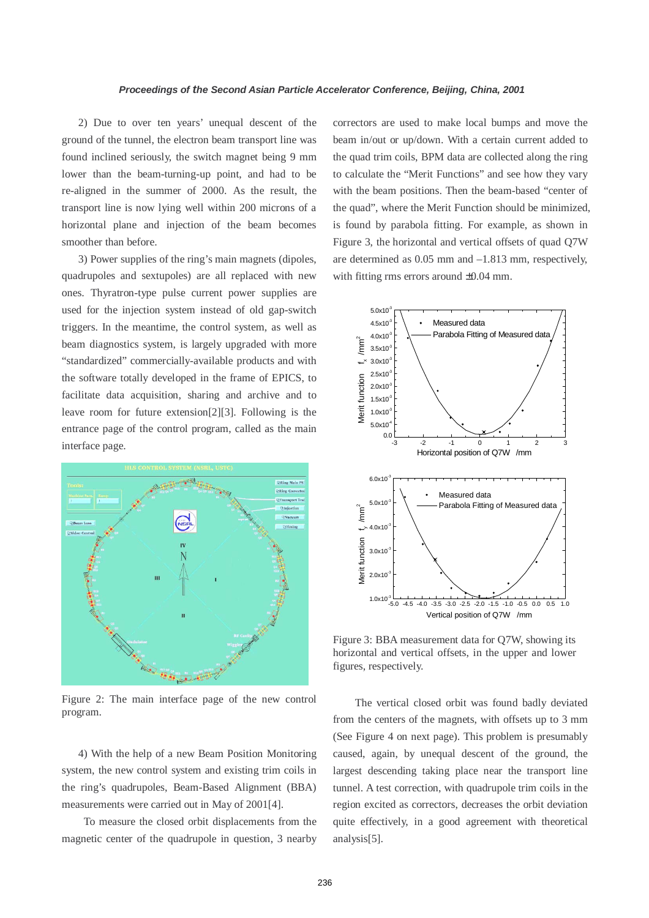2) Due to over ten years' unequal descent of the ground of the tunnel, the electron beam transport line was found inclined seriously, the switch magnet being 9 mm lower than the beam-turning-up point, and had to be re-aligned in the summer of 2000. As the result, the transport line is now lying well within 200 microns of a horizontal plane and injection of the beam becomes smoother than before.

3) Power supplies of the ring's main magnets (dipoles, quadrupoles and sextupoles) are all replaced with new ones. Thyratron-type pulse current power supplies are used for the injection system instead of old gap-switch triggers. In the meantime, the control system, as well as beam diagnostics system, is largely upgraded with more "standardized" commercially-available products and with the software totally developed in the frame of EPICS, to facilitate data acquisition, sharing and archive and to leave room for future extension[2][3]. Following is the entrance page of the control program, called as the main interface page.

Figure 2: The main interface page of the new control program.

4) With the help of a new Beam Position Monitoring system, the new control system and existing trim coils in the ring's quadrupoles, Beam-Based Alignment (BBA) measurements were carried out in May of 2001[4].

To measure the closed orbit displacements from the magnetic center of the quadrupole in question, 3 nearby correctors are used to make local bumps and move the beam in/out or up/down. With a certain current added to the quad trim coils, BPM data are collected along the ring to calculate the "Merit Functions" and see how they vary with the beam positions. Then the beam-based "center of the quad", where the Merit Function should be minimized, is found by parabola fitting. For example, as shown in Figure 3, the horizontal and vertical offsets of quad Q7W are determined as 0.05 mm and –1.813 mm, respectively, with fitting rms errors around ±0.04 mm.

Figure 3: BBA measurement data for Q7W, showing its horizontal and vertical offsets, in the upper and lower figures, respectively.

The vertical closed orbit was found badly deviated from the centers of the magnets, with offsets up to 3 mm (See Figure 4 on next page). This problem is presumably caused, again, by unequal descent of the ground, the largest descending taking place near the transport line tunnel. A test correction, with quadrupole trim coils in the region excited as correctors, decreases the orbit deviation quite effectively, in a good agreement with theoretical analysis[5].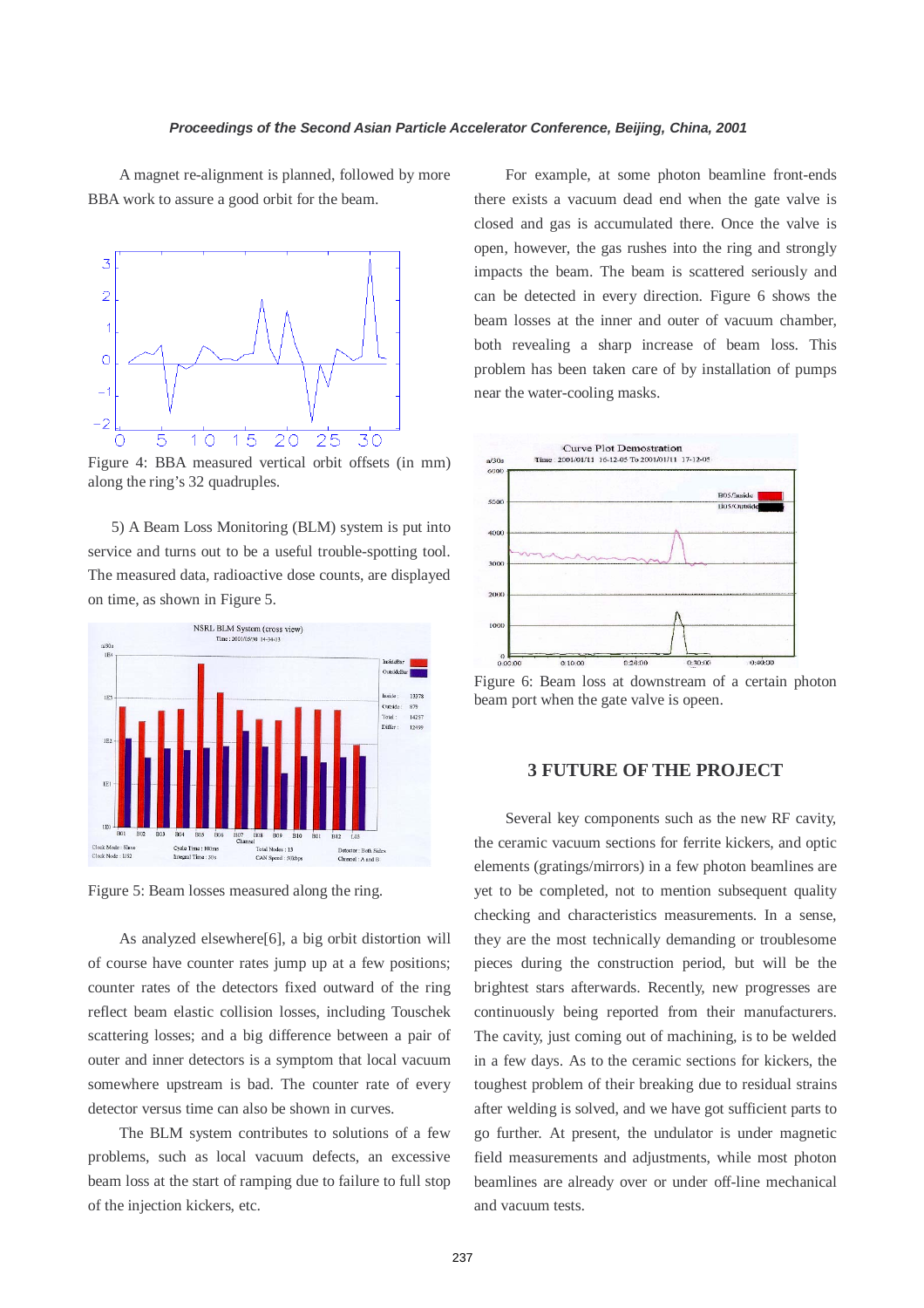A magnet re-alignment is planned, followed by more BBA work to assure a good orbit for the beam.

Figure 4: BBA measured vertical orbit offsets (in mm) along the ring's 32 quadruples.

5) A Beam Loss Monitoring (BLM) system is put into service and turns out to be a useful trouble-spotting tool. The measured data, radioactive dose counts, are displayed on time, as shown in Figure 5.

Figure 5: Beam losses measured along the ring.

As analyzed elsewhere[6], a big orbit distortion will of course have counter rates jump up at a few positions; counter rates of the detectors fixed outward of the ring reflect beam elastic collision losses, including Touschek scattering losses; and a big difference between a pair of outer and inner detectors is a symptom that local vacuum somewhere upstream is bad. The counter rate of every detector versus time can also be shown in curves.

The BLM system contributes to solutions of a few problems, such as local vacuum defects, an excessive beam loss at the start of ramping due to failure to full stop of the injection kickers, etc.

For example, at some photon beamline front-ends there exists a vacuum dead end when the gate valve is closed and gas is accumulated there. Once the valve is open, however, the gas rushes into the ring and strongly impacts the beam. The beam is scattered seriously and can be detected in every direction. Figure 6 shows the beam losses at the inner and outer of vacuum chamber, both revealing a sharp increase of beam loss. This problem has been taken care of by installation of pumps near the water-cooling masks.

Figure 6: Beam loss at downstream of a certain photon beam port when the gate valve is opeen.

## 3 FUTURE OF THE PROJECT

Several key components such as the new RF cavity, the ceramic vacuum sections for ferrite kickers, and optic elements (gratings/mirrors) in a few photon beamlines are yet to be completed, not to mention subsequent quality checking and characteristics measurements. In a sense, they are the most technically demanding or troublesome pieces during the construction period, but will be the brightest stars afterwards. Recently, new progresses are continuously being reported from their manufacturers. The cavity, just coming out of machining, is to be welded in a few days. As to the ceramic sections for kickers, the toughest problem of their breaking due to residual strains after welding is solved, and we have got sufficient parts to go further. At present, the undulator is under magnetic field measurements and adjustments, while most photon beamlines are already over or under off-line mechanical and vacuum tests.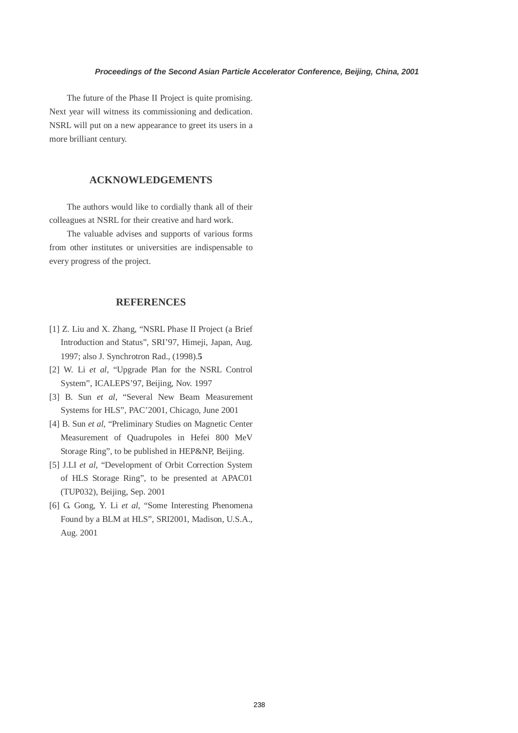The future of the Phase II Project is quite promising. Next year will witness its commissioning and dedication. NSRL will put on a new appearance to greet its users in a more brilliant century.

## ACKNOWLEDGEMENTS

The authors would like to cordially thank all of their colleagues at NSRL for their creative and hard work.

The valuable advises and supports of various forms from other institutes or universities are indispensable to every progress of the project.

## REFERENCES

[1] Z. Liu and X. Zhang, "NSRL Phase II Project (a Brief Introduction and Status", SRI'97, Himeji, Japan, Aug. 1997; also J. Synchrotron Rad., (1998).**5**

[2] W. Li *et al*, "Upgrade Plan for the NSRL Control System", ICALEPS'97, Beijing, Nov. 1997

[3] B. Sun *et al*, "Several New Beam Measurement Systems for HLS", PAC'2001, Chicago, June 2001

[4] B. Sun *et al*, "Preliminary Studies on Magnetic Center Measurement of Quadrupoles in Hefei 800 MeV Storage Ring", to be published in HEP&NP, Beijing.

[5] J.LI *et al*, "Development of Orbit Correction System of HLS Storage Ring", to be presented at APAC01 (TUP032), Beijing, Sep. 2001

[6] G. Gong, Y. Li *et al*, "Some Interesting Phenomena Found by a BLM at HLS", SRI2001, Madison, U.S.A., Aug. 2001